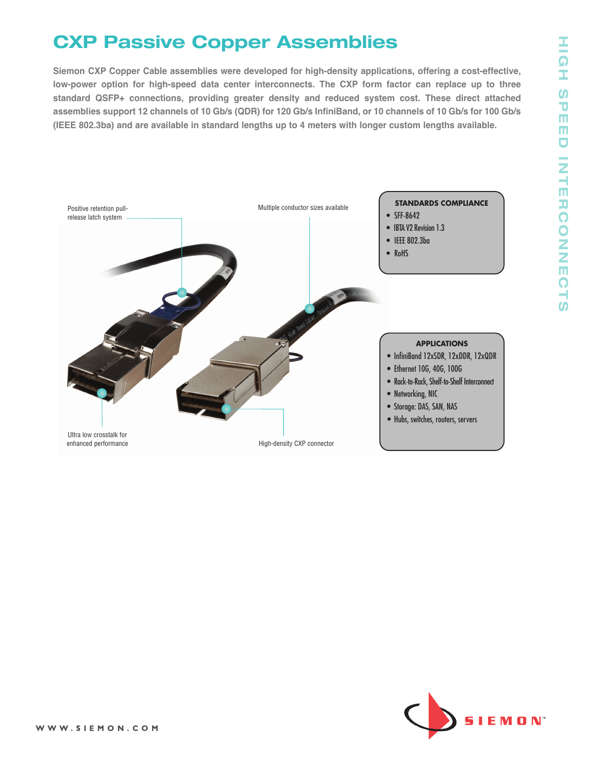# CXP Passive Copper Assemblies

**Siemon CXP Copper Cable assemblies were developed for high-density applications, offering a cost-effective, low-power option for high-speed data center interconnects. The CXP form factor can replace up to three standard QSFP+ connections, providing greater density and reduced system cost. These direct attached assemblies support 12 channels of 10 Gb/s (QDR) for 120 Gb/s InfiniBand, or 10 channels of 10 Gb/s for 100 Gb/s (IEEE 802.3ba) and are available in standard lengths up to 4 meters with longer custom lengths available.**

Positive retention pull-release latch system

Multiple conductor sizes available

Ultra low crosstalk for enhanced performance

High-density CXP connector

### STANDARDS COMPLIANCE

- SFF-8642
- IBTA V2 Revision 1.3
- IEEE 802.3ba
- RoHS

### APPLICATIONS

- InfiniBand 12xSDR, 12xDDR, 12xQDR
- Ethernet 10G, 40G, 100G
- Rack-to-Rack, Shelf-to-Shelf Interconnect
- Networking, NIC
- Storage: DAS, SAN, NAS
- Hubs, switches, routers, servers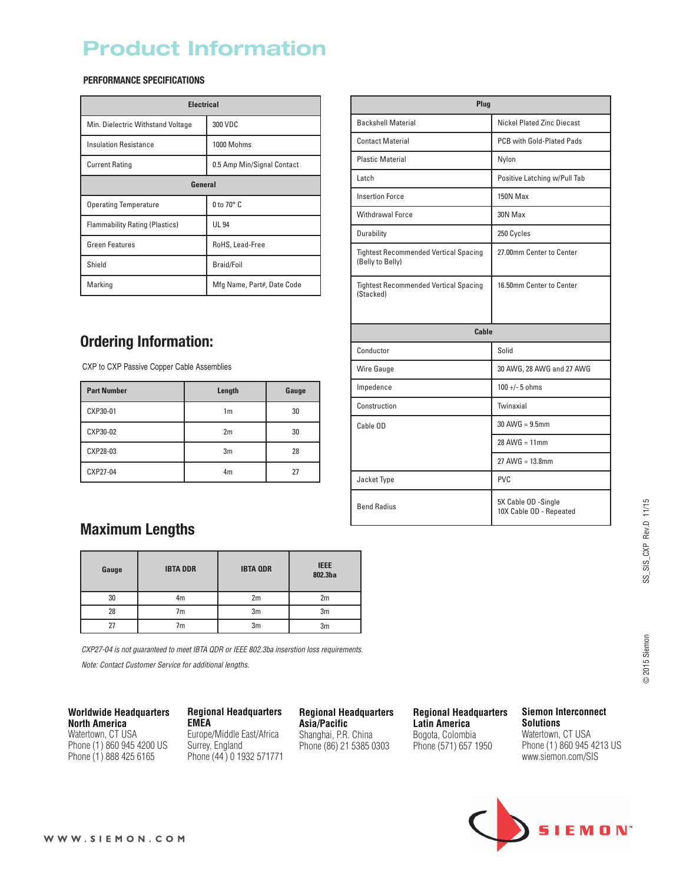# Product Information

#### PERFORMANCE SPECIFICATIONS

| Electrical | |
|---|---|
| Min. Dielectric Withstand Voltage | 300 VDC |
| Insulation Resistance | 1000 Mohms |
| Current Rating | 0.5 Amp Min/Signal Contact |
| **General** | |
| Operating Temperature | 0 to 70° C |
| Flammability Rating (Plastics) | UL 94 |
| Green Features | RoHS, Lead-Free |
| Shield | Braid/Foil |
| Marking | Mfg Name, Part#, Date Code |

| Plug | |
|---|---|
| Backshell Material | Nickel Plated Zinc Diecast |
| Contact Material | PCB with Gold-Plated Pads |
| Plastic Material | Nylon |
| Latch | Positive Latching w/Pull Tab |
| Insertion Force | 150N Max |
| Withdrawal Force | 30N Max |
| Durability | 250 Cycles |
| Tightest Recommended Vertical Spacing (Belly to Belly) | 27.00mm Center to Center |
| Tightest Recommended Vertical Spacing (Stacked) | 16.50mm Center to Center |
| **Cable** | |
| Conductor | Solid |
| Wire Gauge | 30 AWG, 28 AWG and 27 AWG |
| Impedence | 100 +/- 5 ohms |
| Construction | Twinaxial |
| Cable OD | 30 AWG = 9.5mm |
| | 28 AWG = 11mm |
| | 27 AWG = 13.8mm |
| Jacket Type | PVC |
| Bend Radius | 5X Cable OD -Single<br>10X Cable OD - Repeated |

## Ordering Information:

CXP to CXP Passive Copper Cable Assemblies

| Part Number | Length | Gauge |
|---|---|---|
| CXP30-01 | 1m | 30 |
| CXP30-02 | 2m | 30 |
| CXP28-03 | 3m | 28 |
| CXP27-04 | 4m | 27 |

## Maximum Lengths

| Gauge | IBTA DDR | IBTA QDR | IEEE 802.3ba |
|---|---|---|---|
| 30 | 4m | 2m | 2m |
| 28 | 7m | 3m | 3m |
| 27 | 7m | 3m | 3m |

*CXP27-04 is not guaranteed to meet IBTA QDR or IEEE 802.3ba inserstion loss requirements.*

*Note: Contact Customer Service for additional lengths.*

**Worldwide Headquarters North America**
Watertown, CT USA
Phone (1) 860 945 4200 US
Phone (1) 888 425 6165

**Regional Headquarters EMEA**
Europe/Middle East/Africa
Surrey, England
Phone (44 ) 0 1932 571771

**Regional Headquarters Asia/Pacific**
Shanghai, P.R. China
Phone (86) 21 5385 0303

**Regional Headquarters Latin America**
Bogota, Colombia
Phone (571) 657 1950

**Siemon Interconnect Solutions**
Watertown, CT USA
Phone (1) 860 945 4213 US
www.siemon.com/SIS

SS_SIS_CXP Rev.D 11/15

© 2015 Siemon

WWW.SIEMON.COM

SIEMON™